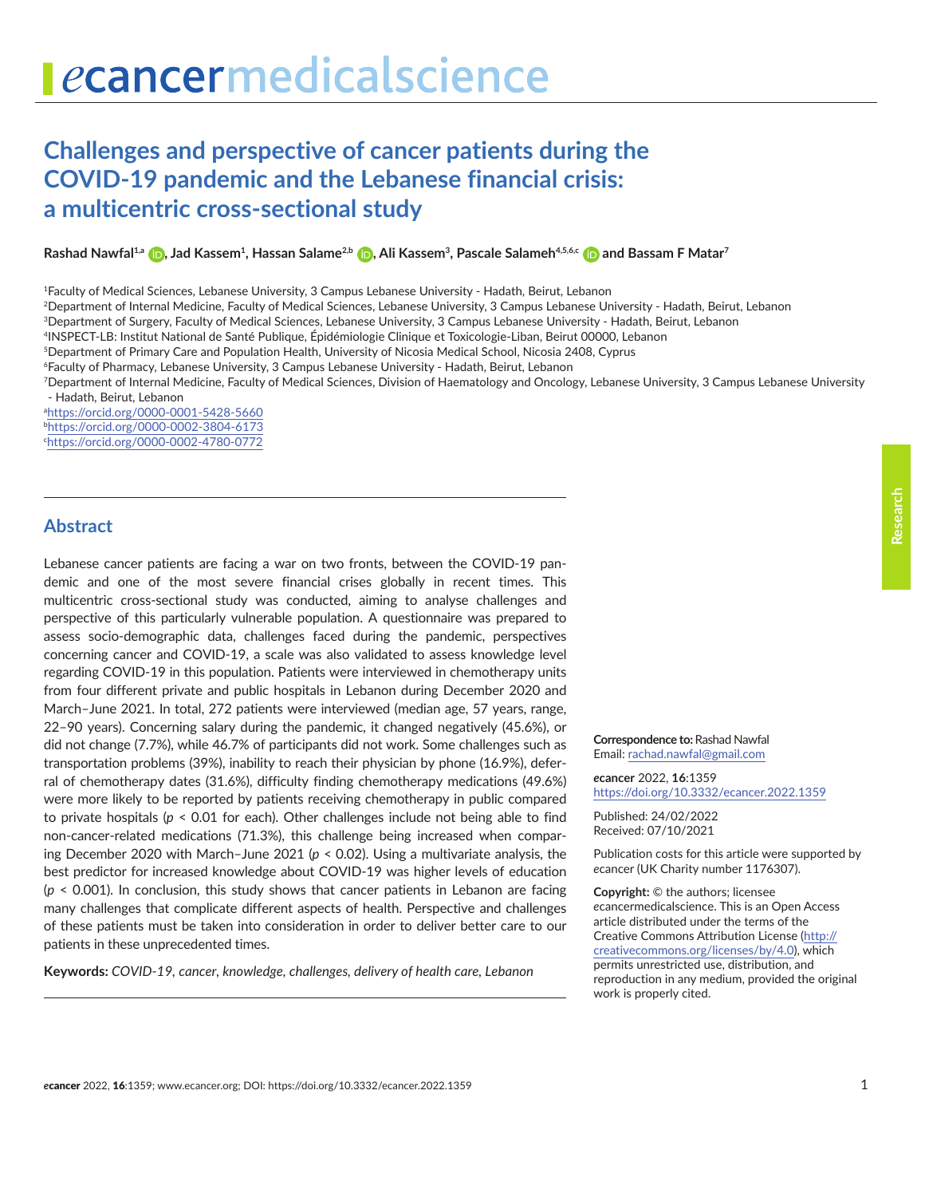# Challenges and perspective of cancer patients during the COVID-19 pandemic and the Lebanese financial crisis: a multicentric cross-sectional study

**Rashad Nawfal[1,a], Jad Kassem[1], Hassan Salame[2,b], Ali Kassem[3], Pascale Salameh[4,5,6,c] and Bassam F Matar[7]**

[1]Faculty of Medical Sciences, Lebanese University, 3 Campus Lebanese University - Hadath, Beirut, Lebanon
[2]Department of Internal Medicine, Faculty of Medical Sciences, Lebanese University, 3 Campus Lebanese University - Hadath, Beirut, Lebanon
[3]Department of Surgery, Faculty of Medical Sciences, Lebanese University, 3 Campus Lebanese University - Hadath, Beirut, Lebanon
[4]INSPECT-LB: Institut National de Santé Publique, Épidémiologie Clinique et Toxicologie-Liban, Beirut 00000, Lebanon
[5]Department of Primary Care and Population Health, University of Nicosia Medical School, Nicosia 2408, Cyprus
[6]Faculty of Pharmacy, Lebanese University, 3 Campus Lebanese University - Hadath, Beirut, Lebanon
[7]Department of Internal Medicine, Faculty of Medical Sciences, Division of Haematology and Oncology, Lebanese University, 3 Campus Lebanese University - Hadath, Beirut, Lebanon

[a]https://orcid.org/0000-0001-5428-5660
[b]https://orcid.org/0000-0002-3804-6173
[c]https://orcid.org/0000-0002-4780-0772

## Abstract

Lebanese cancer patients are facing a war on two fronts, between the COVID-19 pandemic and one of the most severe financial crises globally in recent times. This multicentric cross-sectional study was conducted, aiming to analyse challenges and perspective of this particularly vulnerable population. A questionnaire was prepared to assess socio-demographic data, challenges faced during the pandemic, perspectives concerning cancer and COVID-19, a scale was also validated to assess knowledge level regarding COVID-19 in this population. Patients were interviewed in chemotherapy units from four different private and public hospitals in Lebanon during December 2020 and March–June 2021. In total, 272 patients were interviewed (median age, 57 years, range, 22–90 years). Concerning salary during the pandemic, it changed negatively (45.6%), or did not change (7.7%), while 46.7% of participants did not work. Some challenges such as transportation problems (39%), inability to reach their physician by phone (16.9%), deferral of chemotherapy dates (31.6%), difficulty finding chemotherapy medications (49.6%) were more likely to be reported by patients receiving chemotherapy in public compared to private hospitals ($p < 0.01$ for each). Other challenges include not being able to find non-cancer-related medications (71.3%), this challenge being increased when comparing December 2020 with March–June 2021 ($p < 0.02$). Using a multivariate analysis, the best predictor for increased knowledge about COVID-19 was higher levels of education ($p < 0.001$). In conclusion, this study shows that cancer patients in Lebanon are facing many challenges that complicate different aspects of health. Perspective and challenges of these patients must be taken into consideration in order to deliver better care to our patients in these unprecedented times.

**Keywords:** *COVID-19, cancer, knowledge, challenges, delivery of health care, Lebanon*

**Correspondence to:** Rashad Nawfal
Email: rachad.nawfal@gmail.com

*e*cancer 2022, **16**:1359
https://doi.org/10.3332/ecancer.2022.1359

Published: 24/02/2022
Received: 07/10/2021

Publication costs for this article were supported by *e*cancer (UK Charity number 1176307).

**Copyright:** © the authors; licensee *e*cancermedicalscience. This is an Open Access article distributed under the terms of the Creative Commons Attribution License (http://creativecommons.org/licenses/by/4.0), which permits unrestricted use, distribution, and reproduction in any medium, provided the original work is properly cited.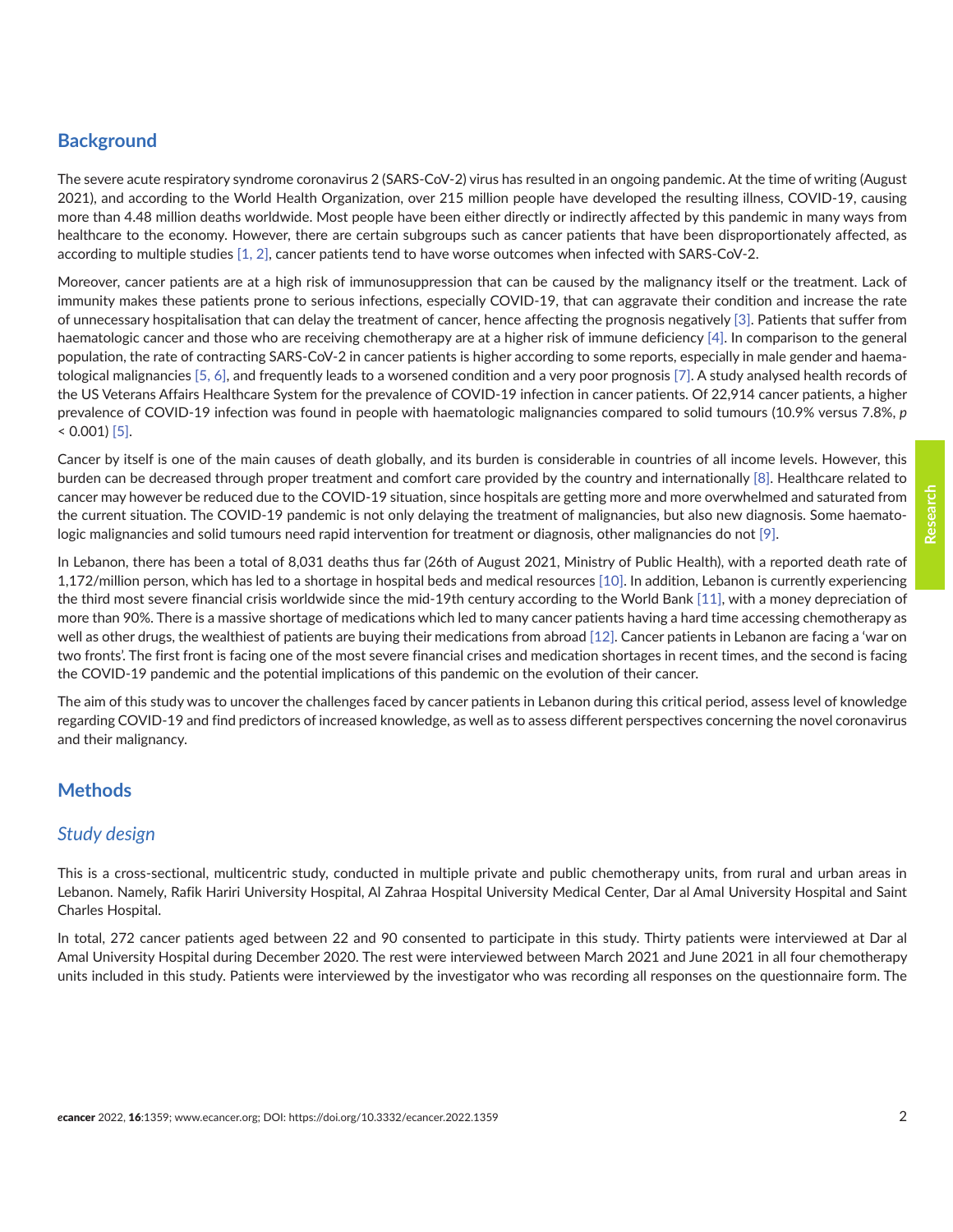## Background

The severe acute respiratory syndrome coronavirus 2 (SARS-CoV-2) virus has resulted in an ongoing pandemic. At the time of writing (August 2021), and according to the World Health Organization, over 215 million people have developed the resulting illness, COVID-19, causing more than 4.48 million deaths worldwide. Most people have been either directly or indirectly affected by this pandemic in many ways from healthcare to the economy. However, there are certain subgroups such as cancer patients that have been disproportionately affected, as according to multiple studies [1, 2], cancer patients tend to have worse outcomes when infected with SARS-CoV-2.

Moreover, cancer patients are at a high risk of immunosuppression that can be caused by the malignancy itself or the treatment. Lack of immunity makes these patients prone to serious infections, especially COVID-19, that can aggravate their condition and increase the rate of unnecessary hospitalisation that can delay the treatment of cancer, hence affecting the prognosis negatively [3]. Patients that suffer from haematologic cancer and those who are receiving chemotherapy are at a higher risk of immune deficiency [4]. In comparison to the general population, the rate of contracting SARS-CoV-2 in cancer patients is higher according to some reports, especially in male gender and haematological malignancies [5, 6], and frequently leads to a worsened condition and a very poor prognosis [7]. A study analysed health records of the US Veterans Affairs Healthcare System for the prevalence of COVID-19 infection in cancer patients. Of 22,914 cancer patients, a higher prevalence of COVID-19 infection was found in people with haematologic malignancies compared to solid tumours (10.9% versus 7.8%, $p < 0.001$) [5].

Cancer by itself is one of the main causes of death globally, and its burden is considerable in countries of all income levels. However, this burden can be decreased through proper treatment and comfort care provided by the country and internationally [8]. Healthcare related to cancer may however be reduced due to the COVID-19 situation, since hospitals are getting more and more overwhelmed and saturated from the current situation. The COVID-19 pandemic is not only delaying the treatment of malignancies, but also new diagnosis. Some haematologic malignancies and solid tumours need rapid intervention for treatment or diagnosis, other malignancies do not [9].

In Lebanon, there has been a total of 8,031 deaths thus far (26th of August 2021, Ministry of Public Health), with a reported death rate of 1,172/million person, which has led to a shortage in hospital beds and medical resources [10]. In addition, Lebanon is currently experiencing the third most severe financial crisis worldwide since the mid-19th century according to the World Bank [11], with a money depreciation of more than 90%. There is a massive shortage of medications which led to many cancer patients having a hard time accessing chemotherapy as well as other drugs, the wealthiest of patients are buying their medications from abroad [12]. Cancer patients in Lebanon are facing a 'war on two fronts'. The first front is facing one of the most severe financial crises and medication shortages in recent times, and the second is facing the COVID-19 pandemic and the potential implications of this pandemic on the evolution of their cancer.

The aim of this study was to uncover the challenges faced by cancer patients in Lebanon during this critical period, assess level of knowledge regarding COVID-19 and find predictors of increased knowledge, as well as to assess different perspectives concerning the novel coronavirus and their malignancy.

## Methods

### *Study design*

This is a cross-sectional, multicentric study, conducted in multiple private and public chemotherapy units, from rural and urban areas in Lebanon. Namely, Rafik Hariri University Hospital, Al Zahraa Hospital University Medical Center, Dar al Amal University Hospital and Saint Charles Hospital.

In total, 272 cancer patients aged between 22 and 90 consented to participate in this study. Thirty patients were interviewed at Dar al Amal University Hospital during December 2020. The rest were interviewed between March 2021 and June 2021 in all four chemotherapy units included in this study. Patients were interviewed by the investigator who was recording all responses on the questionnaire form. The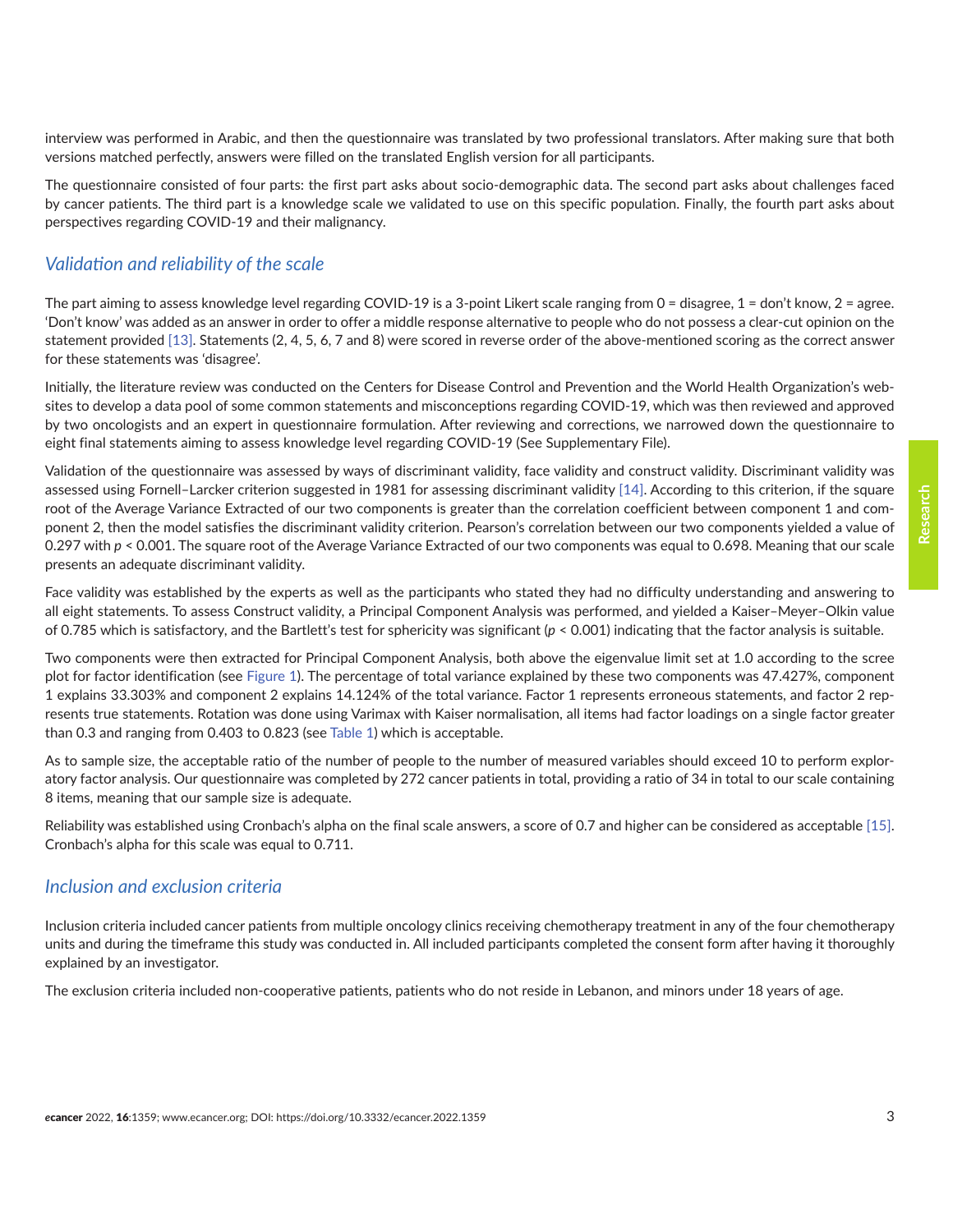interview was performed in Arabic, and then the questionnaire was translated by two professional translators. After making sure that both versions matched perfectly, answers were filled on the translated English version for all participants.

The questionnaire consisted of four parts: the first part asks about socio-demographic data. The second part asks about challenges faced by cancer patients. The third part is a knowledge scale we validated to use on this specific population. Finally, the fourth part asks about perspectives regarding COVID-19 and their malignancy.

## *Validation and reliability of the scale*

The part aiming to assess knowledge level regarding COVID-19 is a 3-point Likert scale ranging from 0 = disagree, 1 = don't know, 2 = agree. 'Don't know' was added as an answer in order to offer a middle response alternative to people who do not possess a clear-cut opinion on the statement provided [13]. Statements (2, 4, 5, 6, 7 and 8) were scored in reverse order of the above-mentioned scoring as the correct answer for these statements was 'disagree'.

Initially, the literature review was conducted on the Centers for Disease Control and Prevention and the World Health Organization's websites to develop a data pool of some common statements and misconceptions regarding COVID-19, which was then reviewed and approved by two oncologists and an expert in questionnaire formulation. After reviewing and corrections, we narrowed down the questionnaire to eight final statements aiming to assess knowledge level regarding COVID-19 (See Supplementary File).

Validation of the questionnaire was assessed by ways of discriminant validity, face validity and construct validity. Discriminant validity was assessed using Fornell–Larcker criterion suggested in 1981 for assessing discriminant validity [14]. According to this criterion, if the square root of the Average Variance Extracted of our two components is greater than the correlation coefficient between component 1 and component 2, then the model satisfies the discriminant validity criterion. Pearson's correlation between our two components yielded a value of 0.297 with $p < 0.001$. The square root of the Average Variance Extracted of our two components was equal to 0.698. Meaning that our scale presents an adequate discriminant validity.

Face validity was established by the experts as well as the participants who stated they had no difficulty understanding and answering to all eight statements. To assess Construct validity, a Principal Component Analysis was performed, and yielded a Kaiser–Meyer–Olkin value of 0.785 which is satisfactory, and the Bartlett's test for sphericity was significant ($p < 0.001$) indicating that the factor analysis is suitable.

Two components were then extracted for Principal Component Analysis, both above the eigenvalue limit set at 1.0 according to the scree plot for factor identification (see Figure 1). The percentage of total variance explained by these two components was 47.427%, component 1 explains 33.303% and component 2 explains 14.124% of the total variance. Factor 1 represents erroneous statements, and factor 2 represents true statements. Rotation was done using Varimax with Kaiser normalisation, all items had factor loadings on a single factor greater than 0.3 and ranging from 0.403 to 0.823 (see Table 1) which is acceptable.

As to sample size, the acceptable ratio of the number of people to the number of measured variables should exceed 10 to perform exploratory factor analysis. Our questionnaire was completed by 272 cancer patients in total, providing a ratio of 34 in total to our scale containing 8 items, meaning that our sample size is adequate.

Reliability was established using Cronbach's alpha on the final scale answers, a score of 0.7 and higher can be considered as acceptable [15]. Cronbach's alpha for this scale was equal to 0.711.

## *Inclusion and exclusion criteria*

Inclusion criteria included cancer patients from multiple oncology clinics receiving chemotherapy treatment in any of the four chemotherapy units and during the timeframe this study was conducted in. All included participants completed the consent form after having it thoroughly explained by an investigator.

The exclusion criteria included non-cooperative patients, patients who do not reside in Lebanon, and minors under 18 years of age.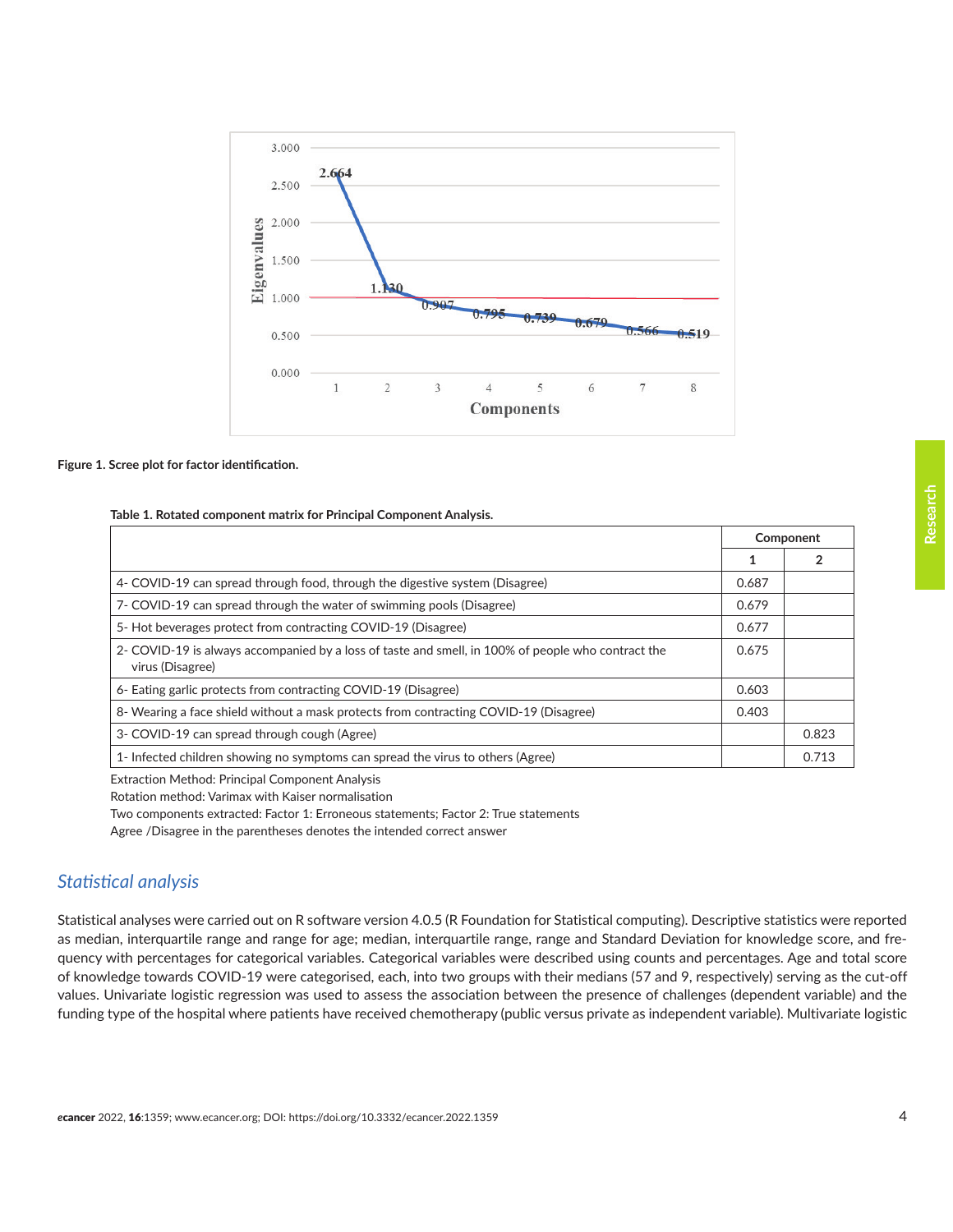Figure 1. Scree plot for factor identification.

**Table 1. Rotated component matrix for Principal Component Analysis.**

| | Component | |
|---|---|---|
| | 1 | 2 |
| 4- COVID-19 can spread through food, through the digestive system (Disagree) | 0.687 | |
| 7- COVID-19 can spread through the water of swimming pools (Disagree) | 0.679 | |
| 5- Hot beverages protect from contracting COVID-19 (Disagree) | 0.677 | |
| 2- COVID-19 is always accompanied by a loss of taste and smell, in 100% of people who contract the virus (Disagree) | 0.675 | |
| 6- Eating garlic protects from contracting COVID-19 (Disagree) | 0.603 | |
| 8- Wearing a face shield without a mask protects from contracting COVID-19 (Disagree) | 0.403 | |
| 3- COVID-19 can spread through cough (Agree) | | 0.823 |
| 1- Infected children showing no symptoms can spread the virus to others (Agree) | | 0.713 |

Extraction Method: Principal Component Analysis
Rotation method: Varimax with Kaiser normalisation
Two components extracted: Factor 1: Erroneous statements; Factor 2: True statements
Agree /Disagree in the parentheses denotes the intended correct answer

## *Statistical analysis*

Statistical analyses were carried out on R software version 4.0.5 (R Foundation for Statistical computing). Descriptive statistics were reported as median, interquartile range and range for age; median, interquartile range, range and Standard Deviation for knowledge score, and frequency with percentages for categorical variables. Categorical variables were described using counts and percentages. Age and total score of knowledge towards COVID-19 were categorised, each, into two groups with their medians (57 and 9, respectively) serving as the cut-off values. Univariate logistic regression was used to assess the association between the presence of challenges (dependent variable) and the funding type of the hospital where patients have received chemotherapy (public versus private as independent variable). Multivariate logistic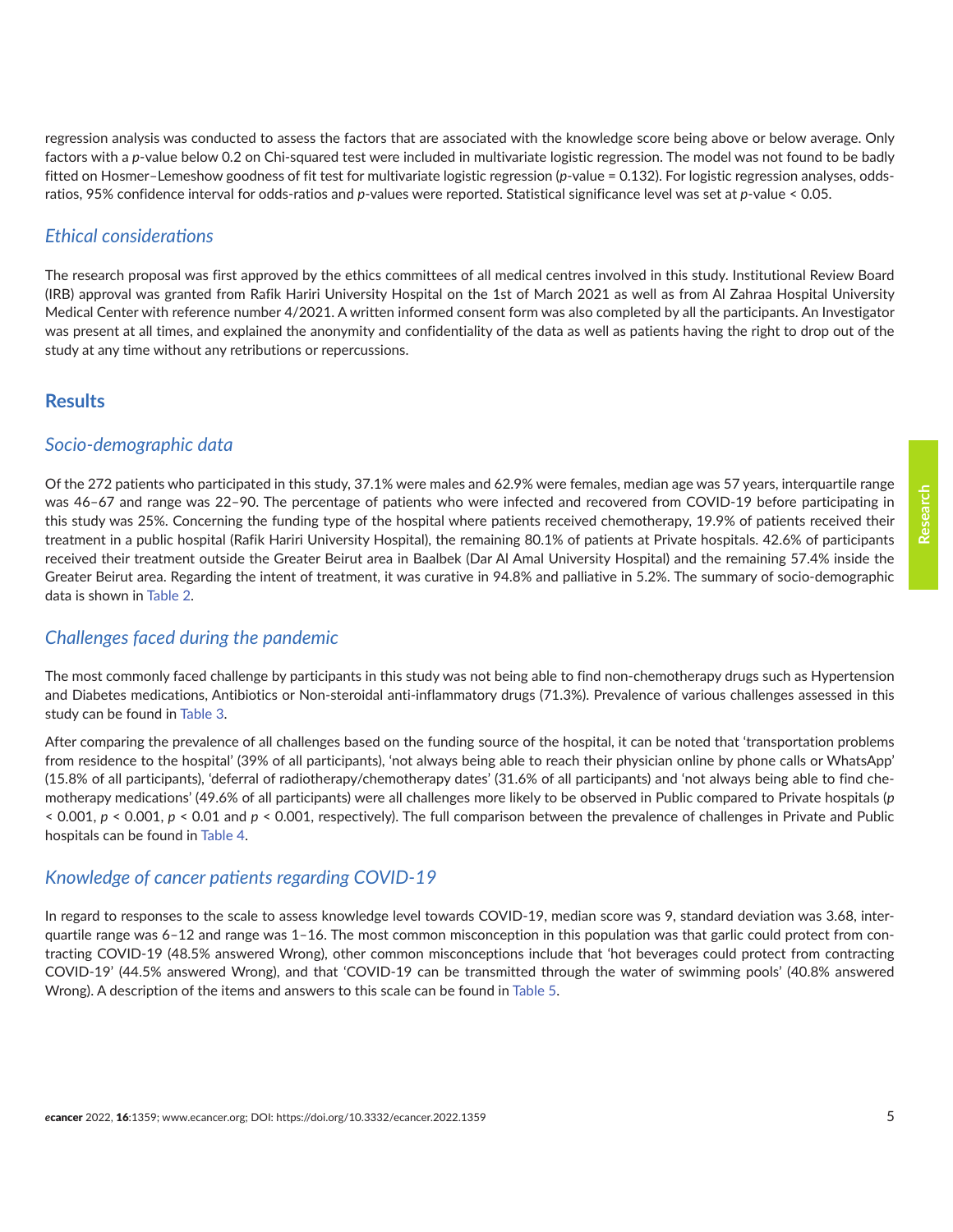regression analysis was conducted to assess the factors that are associated with the knowledge score being above or below average. Only factors with a *p*-value below 0.2 on Chi-squared test were included in multivariate logistic regression. The model was not found to be badly fitted on Hosmer–Lemeshow goodness of fit test for multivariate logistic regression ($p$-value = 0.132). For logistic regression analyses, odds-ratios, 95% confidence interval for odds-ratios and *p*-values were reported. Statistical significance level was set at $p$-value < 0.05.

### *Ethical considerations*

The research proposal was first approved by the ethics committees of all medical centres involved in this study. Institutional Review Board (IRB) approval was granted from Rafik Hariri University Hospital on the 1st of March 2021 as well as from Al Zahraa Hospital University Medical Center with reference number 4/2021. A written informed consent form was also completed by all the participants. An Investigator was present at all times, and explained the anonymity and confidentiality of the data as well as patients having the right to drop out of the study at any time without any retributions or repercussions.

## Results

### *Socio-demographic data*

Of the 272 patients who participated in this study, 37.1% were males and 62.9% were females, median age was 57 years, interquartile range was 46–67 and range was 22–90. The percentage of patients who were infected and recovered from COVID-19 before participating in this study was 25%. Concerning the funding type of the hospital where patients received chemotherapy, 19.9% of patients received their treatment in a public hospital (Rafik Hariri University Hospital), the remaining 80.1% of patients at Private hospitals. 42.6% of participants received their treatment outside the Greater Beirut area in Baalbek (Dar Al Amal University Hospital) and the remaining 57.4% inside the Greater Beirut area. Regarding the intent of treatment, it was curative in 94.8% and palliative in 5.2%. The summary of socio-demographic data is shown in Table 2.

### *Challenges faced during the pandemic*

The most commonly faced challenge by participants in this study was not being able to find non-chemotherapy drugs such as Hypertension and Diabetes medications, Antibiotics or Non-steroidal anti-inflammatory drugs (71.3%). Prevalence of various challenges assessed in this study can be found in Table 3.

After comparing the prevalence of all challenges based on the funding source of the hospital, it can be noted that 'transportation problems from residence to the hospital' (39% of all participants), 'not always being able to reach their physician online by phone calls or WhatsApp' (15.8% of all participants), 'deferral of radiotherapy/chemotherapy dates' (31.6% of all participants) and 'not always being able to find chemotherapy medications' (49.6% of all participants) were all challenges more likely to be observed in Public compared to Private hospitals ($p < 0.001$, $p < 0.001$, $p < 0.01$ and $p < 0.001$, respectively). The full comparison between the prevalence of challenges in Private and Public hospitals can be found in Table 4.

### *Knowledge of cancer patients regarding COVID-19*

In regard to responses to the scale to assess knowledge level towards COVID-19, median score was 9, standard deviation was 3.68, interquartile range was 6–12 and range was 1–16. The most common misconception in this population was that garlic could protect from contracting COVID-19 (48.5% answered Wrong), other common misconceptions include that 'hot beverages could protect from contracting COVID-19' (44.5% answered Wrong), and that 'COVID-19 can be transmitted through the water of swimming pools' (40.8% answered Wrong). A description of the items and answers to this scale can be found in Table 5.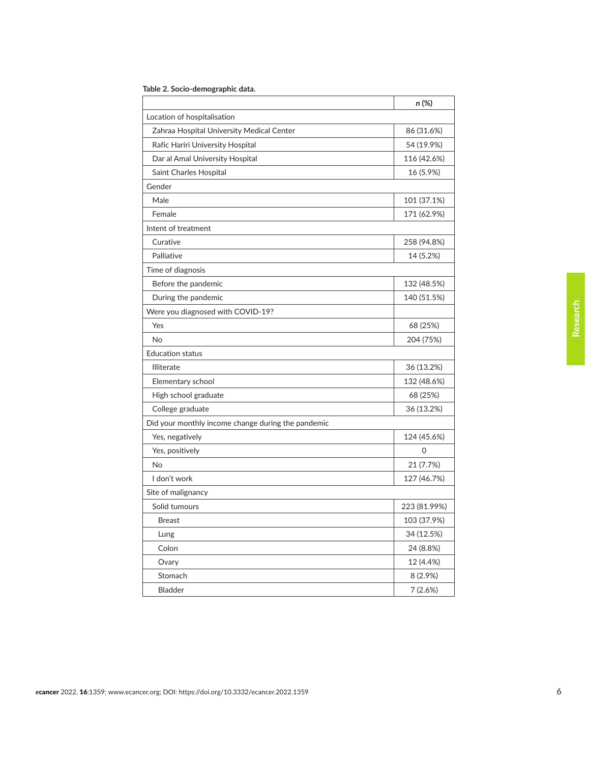**Table 2. Socio-demographic data.**

| | *n* (%) |
|---|---|
| Location of hospitalisation | |
| Zahraa Hospital University Medical Center | 86 (31.6%) |
| Rafic Hariri University Hospital | 54 (19.9%) |
| Dar al Amal University Hospital | 116 (42.6%) |
| Saint Charles Hospital | 16 (5.9%) |
| Gender | |
| Male | 101 (37.1%) |
| Female | 171 (62.9%) |
| Intent of treatment | |
| Curative | 258 (94.8%) |
| Palliative | 14 (5.2%) |
| Time of diagnosis | |
| Before the pandemic | 132 (48.5%) |
| During the pandemic | 140 (51.5%) |
| Were you diagnosed with COVID-19? | |
| Yes | 68 (25%) |
| No | 204 (75%) |
| Education status | |
| Illiterate | 36 (13.2%) |
| Elementary school | 132 (48.6%) |
| High school graduate | 68 (25%) |
| College graduate | 36 (13.2%) |
| Did your monthly income change during the pandemic | |
| Yes, negatively | 124 (45.6%) |
| Yes, positively | 0 |
| No | 21 (7.7%) |
| I don't work | 127 (46.7%) |
| Site of malignancy | |
| Solid tumours | 223 (81.99%) |
| Breast | 103 (37.9%) |
| Lung | 34 (12.5%) |
| Colon | 24 (8.8%) |
| Ovary | 12 (4.4%) |
| Stomach | 8 (2.9%) |
| Bladder | 7 (2.6%) |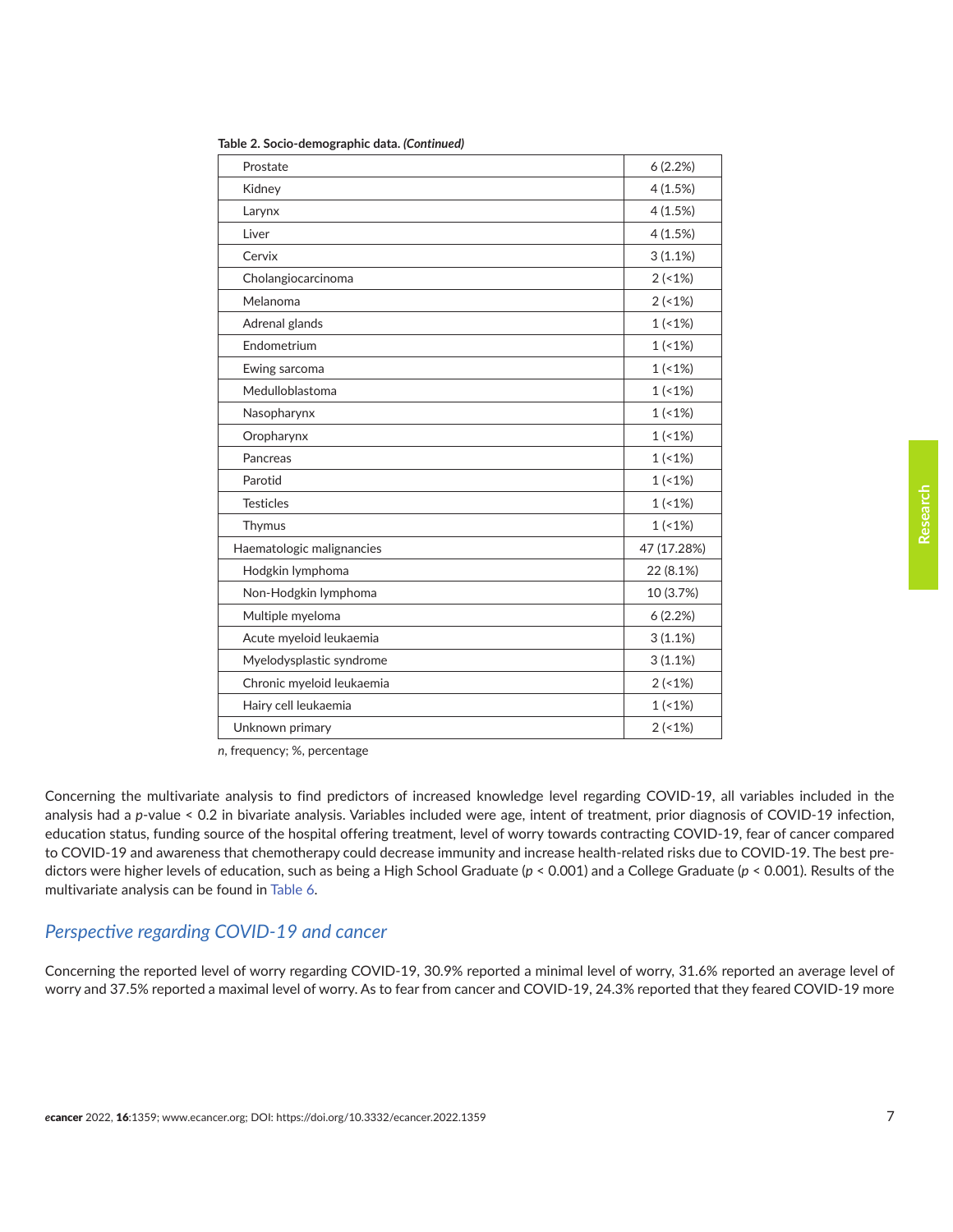**Table 2. Socio-demographic data. *(Continued)***

| | |
|---|---|
| Prostate | 6 (2.2%) |
| Kidney | 4 (1.5%) |
| Larynx | 4 (1.5%) |
| Liver | 4 (1.5%) |
| Cervix | 3 (1.1%) |
| Cholangiocarcinoma | 2 (<1%) |
| Melanoma | 2 (<1%) |
| Adrenal glands | 1 (<1%) |
| Endometrium | 1 (<1%) |
| Ewing sarcoma | 1 (<1%) |
| Medulloblastoma | 1 (<1%) |
| Nasopharynx | 1 (<1%) |
| Oropharynx | 1 (<1%) |
| Pancreas | 1 (<1%) |
| Parotid | 1 (<1%) |
| Testicles | 1 (<1%) |
| Thymus | 1 (<1%) |
| Haematologic malignancies | 47 (17.28%) |
| Hodgkin lymphoma | 22 (8.1%) |
| Non-Hodgkin lymphoma | 10 (3.7%) |
| Multiple myeloma | 6 (2.2%) |
| Acute myeloid leukaemia | 3 (1.1%) |
| Myelodysplastic syndrome | 3 (1.1%) |
| Chronic myeloid leukaemia | 2 (<1%) |
| Hairy cell leukaemia | 1 (<1%) |
| Unknown primary | 2 (<1%) |

*n*, frequency; %, percentage

Concerning the multivariate analysis to find predictors of increased knowledge level regarding COVID-19, all variables included in the analysis had a *p*-value < 0.2 in bivariate analysis. Variables included were age, intent of treatment, prior diagnosis of COVID-19 infection, education status, funding source of the hospital offering treatment, level of worry towards contracting COVID-19, fear of cancer compared to COVID-19 and awareness that chemotherapy could decrease immunity and increase health-related risks due to COVID-19. The best predictors were higher levels of education, such as being a High School Graduate ($p < 0.001$) and a College Graduate ($p < 0.001$). Results of the multivariate analysis can be found in Table 6.

## *Perspective regarding COVID-19 and cancer*

Concerning the reported level of worry regarding COVID-19, 30.9% reported a minimal level of worry, 31.6% reported an average level of worry and 37.5% reported a maximal level of worry. As to fear from cancer and COVID-19, 24.3% reported that they feared COVID-19 more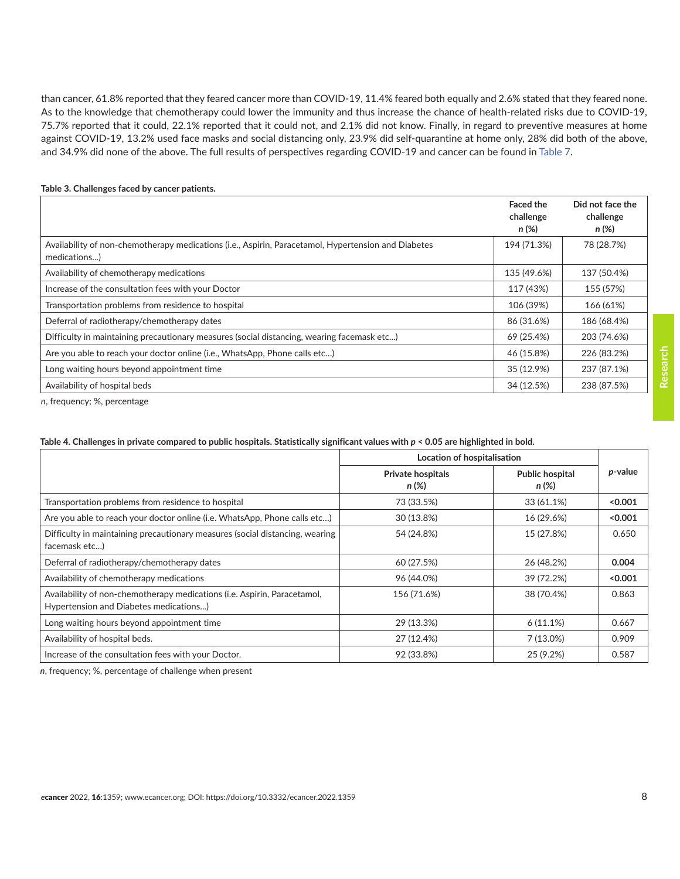than cancer, 61.8% reported that they feared cancer more than COVID-19, 11.4% feared both equally and 2.6% stated that they feared none. As to the knowledge that chemotherapy could lower the immunity and thus increase the chance of health-related risks due to COVID-19, 75.7% reported that it could, 22.1% reported that it could not, and 2.1% did not know. Finally, in regard to preventive measures at home against COVID-19, 13.2% used face masks and social distancing only, 23.9% did self-quarantine at home only, 28% did both of the above, and 34.9% did none of the above. The full results of perspectives regarding COVID-19 and cancer can be found in Table 7.

**Table 3. Challenges faced by cancer patients.**

| | Faced the challenge *n* (%) | Did not face the challenge *n* (%) |
|---|---|---|
| Availability of non-chemotherapy medications (i.e., Aspirin, Paracetamol, Hypertension and Diabetes medications...) | 194 (71.3%) | 78 (28.7%) |
| Availability of chemotherapy medications | 135 (49.6%) | 137 (50.4%) |
| Increase of the consultation fees with your Doctor | 117 (43%) | 155 (57%) |
| Transportation problems from residence to hospital | 106 (39%) | 166 (61%) |
| Deferral of radiotherapy/chemotherapy dates | 86 (31.6%) | 186 (68.4%) |
| Difficulty in maintaining precautionary measures (social distancing, wearing facemask etc...) | 69 (25.4%) | 203 (74.6%) |
| Are you able to reach your doctor online (i.e., WhatsApp, Phone calls etc...) | 46 (15.8%) | 226 (83.2%) |
| Long waiting hours beyond appointment time | 35 (12.9%) | 237 (87.1%) |
| Availability of hospital beds | 34 (12.5%) | 238 (87.5%) |

*n*, frequency; %, percentage

**Table 4. Challenges in private compared to public hospitals. Statistically significant values with *p* < 0.05 are highlighted in bold.**

| | Location of hospitalisation | | *p*-value |
|---|---|---|---|
| | Private hospitals *n* (%) | Public hospital *n* (%) | |
| Transportation problems from residence to hospital | 73 (33.5%) | 33 (61.1%) | **<0.001** |
| Are you able to reach your doctor online (i.e. WhatsApp, Phone calls etc...) | 30 (13.8%) | 16 (29.6%) | **<0.001** |
| Difficulty in maintaining precautionary measures (social distancing, wearing facemask etc...) | 54 (24.8%) | 15 (27.8%) | 0.650 |
| Deferral of radiotherapy/chemotherapy dates | 60 (27.5%) | 26 (48.2%) | **0.004** |
| Availability of chemotherapy medications | 96 (44.0%) | 39 (72.2%) | **<0.001** |
| Availability of non-chemotherapy medications (i.e. Aspirin, Paracetamol, Hypertension and Diabetes medications...) | 156 (71.6%) | 38 (70.4%) | 0.863 |
| Long waiting hours beyond appointment time | 29 (13.3%) | 6 (11.1%) | 0.667 |
| Availability of hospital beds. | 27 (12.4%) | 7 (13.0%) | 0.909 |
| Increase of the consultation fees with your Doctor. | 92 (33.8%) | 25 (9.2%) | 0.587 |

*n*, frequency; %, percentage of challenge when present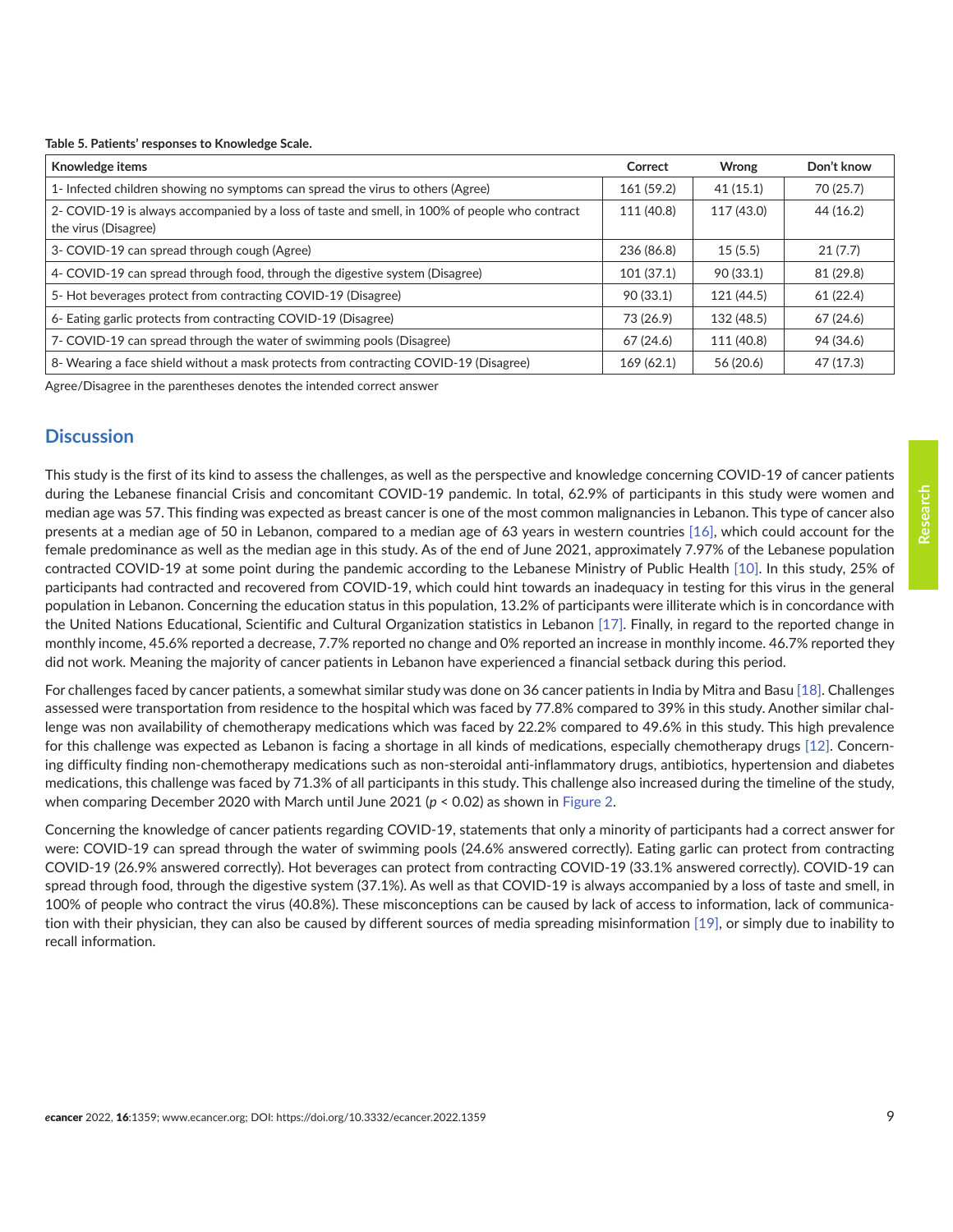**Table 5. Patients' responses to Knowledge Scale.**

| Knowledge items | Correct | Wrong | Don't know |
|---|---|---|---|
| 1- Infected children showing no symptoms can spread the virus to others (Agree) | 161 (59.2) | 41 (15.1) | 70 (25.7) |
| 2- COVID-19 is always accompanied by a loss of taste and smell, in 100% of people who contract the virus (Disagree) | 111 (40.8) | 117 (43.0) | 44 (16.2) |
| 3- COVID-19 can spread through cough (Agree) | 236 (86.8) | 15 (5.5) | 21 (7.7) |
| 4- COVID-19 can spread through food, through the digestive system (Disagree) | 101 (37.1) | 90 (33.1) | 81 (29.8) |
| 5- Hot beverages protect from contracting COVID-19 (Disagree) | 90 (33.1) | 121 (44.5) | 61 (22.4) |
| 6- Eating garlic protects from contracting COVID-19 (Disagree) | 73 (26.9) | 132 (48.5) | 67 (24.6) |
| 7- COVID-19 can spread through the water of swimming pools (Disagree) | 67 (24.6) | 111 (40.8) | 94 (34.6) |
| 8- Wearing a face shield without a mask protects from contracting COVID-19 (Disagree) | 169 (62.1) | 56 (20.6) | 47 (17.3) |

Agree/Disagree in the parentheses denotes the intended correct answer

## Discussion

This study is the first of its kind to assess the challenges, as well as the perspective and knowledge concerning COVID-19 of cancer patients during the Lebanese financial Crisis and concomitant COVID-19 pandemic. In total, 62.9% of participants in this study were women and median age was 57. This finding was expected as breast cancer is one of the most common malignancies in Lebanon. This type of cancer also presents at a median age of 50 in Lebanon, compared to a median age of 63 years in western countries [16], which could account for the female predominance as well as the median age in this study. As of the end of June 2021, approximately 7.97% of the Lebanese population contracted COVID-19 at some point during the pandemic according to the Lebanese Ministry of Public Health [10]. In this study, 25% of participants had contracted and recovered from COVID-19, which could hint towards an inadequacy in testing for this virus in the general population in Lebanon. Concerning the education status in this population, 13.2% of participants were illiterate which is in concordance with the United Nations Educational, Scientific and Cultural Organization statistics in Lebanon [17]. Finally, in regard to the reported change in monthly income, 45.6% reported a decrease, 7.7% reported no change and 0% reported an increase in monthly income. 46.7% reported they did not work. Meaning the majority of cancer patients in Lebanon have experienced a financial setback during this period.

For challenges faced by cancer patients, a somewhat similar study was done on 36 cancer patients in India by Mitra and Basu [18]. Challenges assessed were transportation from residence to the hospital which was faced by 77.8% compared to 39% in this study. Another similar challenge was non availability of chemotherapy medications which was faced by 22.2% compared to 49.6% in this study. This high prevalence for this challenge was expected as Lebanon is facing a shortage in all kinds of medications, especially chemotherapy drugs [12]. Concerning difficulty finding non-chemotherapy medications such as non-steroidal anti-inflammatory drugs, antibiotics, hypertension and diabetes medications, this challenge was faced by 71.3% of all participants in this study. This challenge also increased during the timeline of the study, when comparing December 2020 with March until June 2021 ($p < 0.02$) as shown in Figure 2.

Concerning the knowledge of cancer patients regarding COVID-19, statements that only a minority of participants had a correct answer for were: COVID-19 can spread through the water of swimming pools (24.6% answered correctly). Eating garlic can protect from contracting COVID-19 (26.9% answered correctly). Hot beverages can protect from contracting COVID-19 (33.1% answered correctly). COVID-19 can spread through food, through the digestive system (37.1%). As well as that COVID-19 is always accompanied by a loss of taste and smell, in 100% of people who contract the virus (40.8%). These misconceptions can be caused by lack of access to information, lack of communication with their physician, they can also be caused by different sources of media spreading misinformation [19], or simply due to inability to recall information.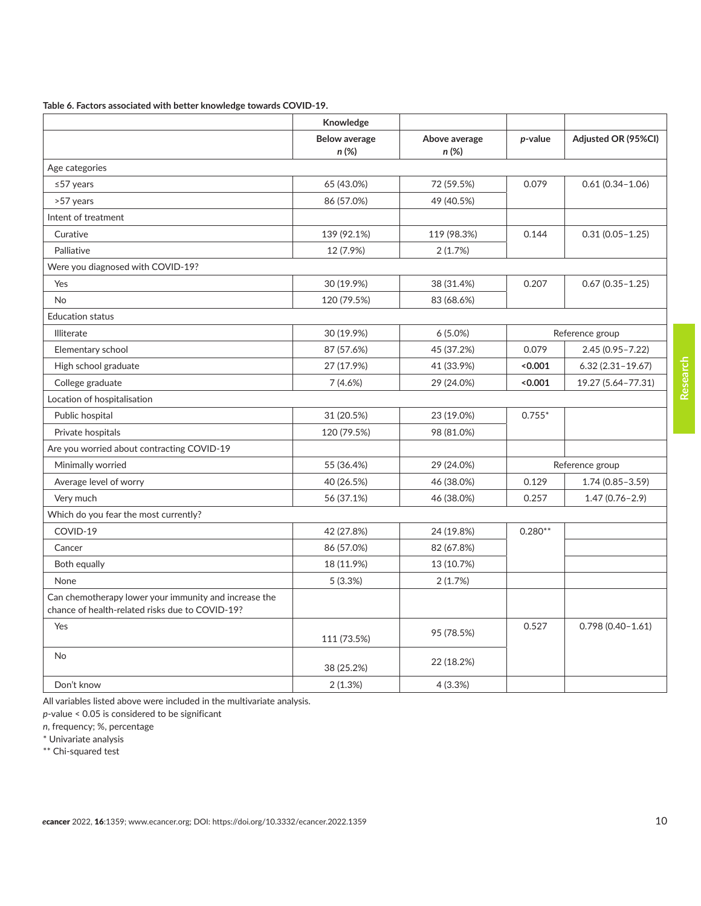**Table 6. Factors associated with better knowledge towards COVID-19.**

| | Knowledge | | | |
|---|---|---|---|---|
| | Below average *n* (%) | Above average *n* (%) | *p*-value | Adjusted OR (95%CI) |
| Age categories | | | | |
| ≤57 years | 65 (43.0%) | 72 (59.5%) | 0.079 | 0.61 (0.34–1.06) |
| >57 years | 86 (57.0%) | 49 (40.5%) | | |
| Intent of treatment | | | | |
| Curative | 139 (92.1%) | 119 (98.3%) | 0.144 | 0.31 (0.05–1.25) |
| Palliative | 12 (7.9%) | 2 (1.7%) | | |
| Were you diagnosed with COVID-19? | | | | |
| Yes | 30 (19.9%) | 38 (31.4%) | 0.207 | 0.67 (0.35–1.25) |
| No | 120 (79.5%) | 83 (68.6%) | | |
| Education status | | | | |
| Illiterate | 30 (19.9%) | 6 (5.0%) | Reference group | |
| Elementary school | 87 (57.6%) | 45 (37.2%) | 0.079 | 2.45 (0.95–7.22) |
| High school graduate | 27 (17.9%) | 41 (33.9%) | **<0.001** | 6.32 (2.31–19.67) |
| College graduate | 7 (4.6%) | 29 (24.0%) | **<0.001** | 19.27 (5.64–77.31) |
| Location of hospitalisation | | | | |
| Public hospital | 31 (20.5%) | 23 (19.0%) | 0.755* | |
| Private hospitals | 120 (79.5%) | 98 (81.0%) | | |
| Are you worried about contracting COVID-19 | | | | |
| Minimally worried | 55 (36.4%) | 29 (24.0%) | Reference group | |
| Average level of worry | 40 (26.5%) | 46 (38.0%) | 0.129 | 1.74 (0.85–3.59) |
| Very much | 56 (37.1%) | 46 (38.0%) | 0.257 | 1.47 (0.76–2.9) |
| Which do you fear the most currently? | | | | |
| COVID-19 | 42 (27.8%) | 24 (19.8%) | 0.280** | |
| Cancer | 86 (57.0%) | 82 (67.8%) | | |
| Both equally | 18 (11.9%) | 13 (10.7%) | | |
| None | 5 (3.3%) | 2 (1.7%) | | |
| Can chemotherapy lower your immunity and increase the chance of health-related risks due to COVID-19? | | | | |
| Yes | 111 (73.5%) | 95 (78.5%) | 0.527 | 0.798 (0.40–1.61) |
| No | 38 (25.2%) | 22 (18.2%) | | |
| Don't know | 2 (1.3%) | 4 (3.3%) | | |

All variables listed above were included in the multivariate analysis.

*p*-value < 0.05 is considered to be significant

*n*, frequency; %, percentage

\* Univariate analysis

\*\* Chi-squared test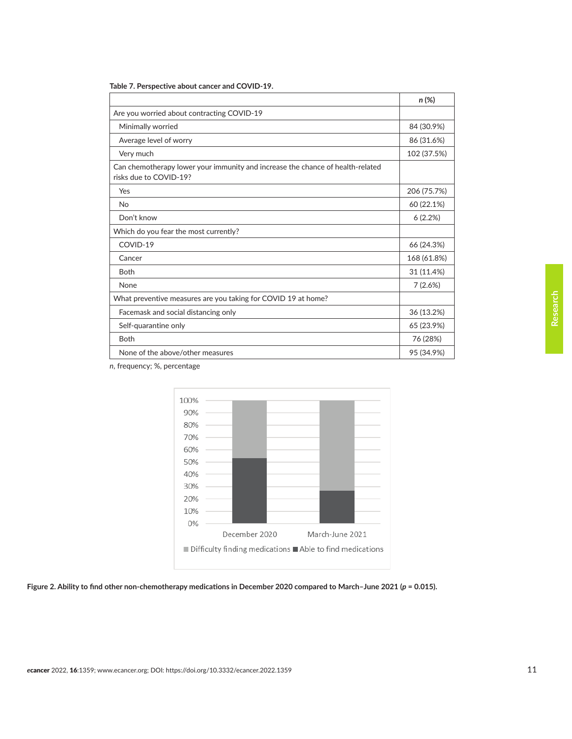**Table 7. Perspective about cancer and COVID-19.**

| | *n* (%) |
|---|---|
| Are you worried about contracting COVID-19 | |
| Minimally worried | 84 (30.9%) |
| Average level of worry | 86 (31.6%) |
| Very much | 102 (37.5%) |
| Can chemotherapy lower your immunity and increase the chance of health-related risks due to COVID-19? | |
| Yes | 206 (75.7%) |
| No | 60 (22.1%) |
| Don't know | 6 (2.2%) |
| Which do you fear the most currently? | |
| COVID-19 | 66 (24.3%) |
| Cancer | 168 (61.8%) |
| Both | 31 (11.4%) |
| None | 7 (2.6%) |
| What preventive measures are you taking for COVID 19 at home? | |
| Facemask and social distancing only | 36 (13.2%) |
| Self-quarantine only | 65 (23.9%) |
| Both | 76 (28%) |
| None of the above/other measures | 95 (34.9%) |

*n*, frequency; %, percentage

**Figure 2. Ability to find other non-chemotherapy medications in December 2020 compared to March–June 2021 (*p* = 0.015).**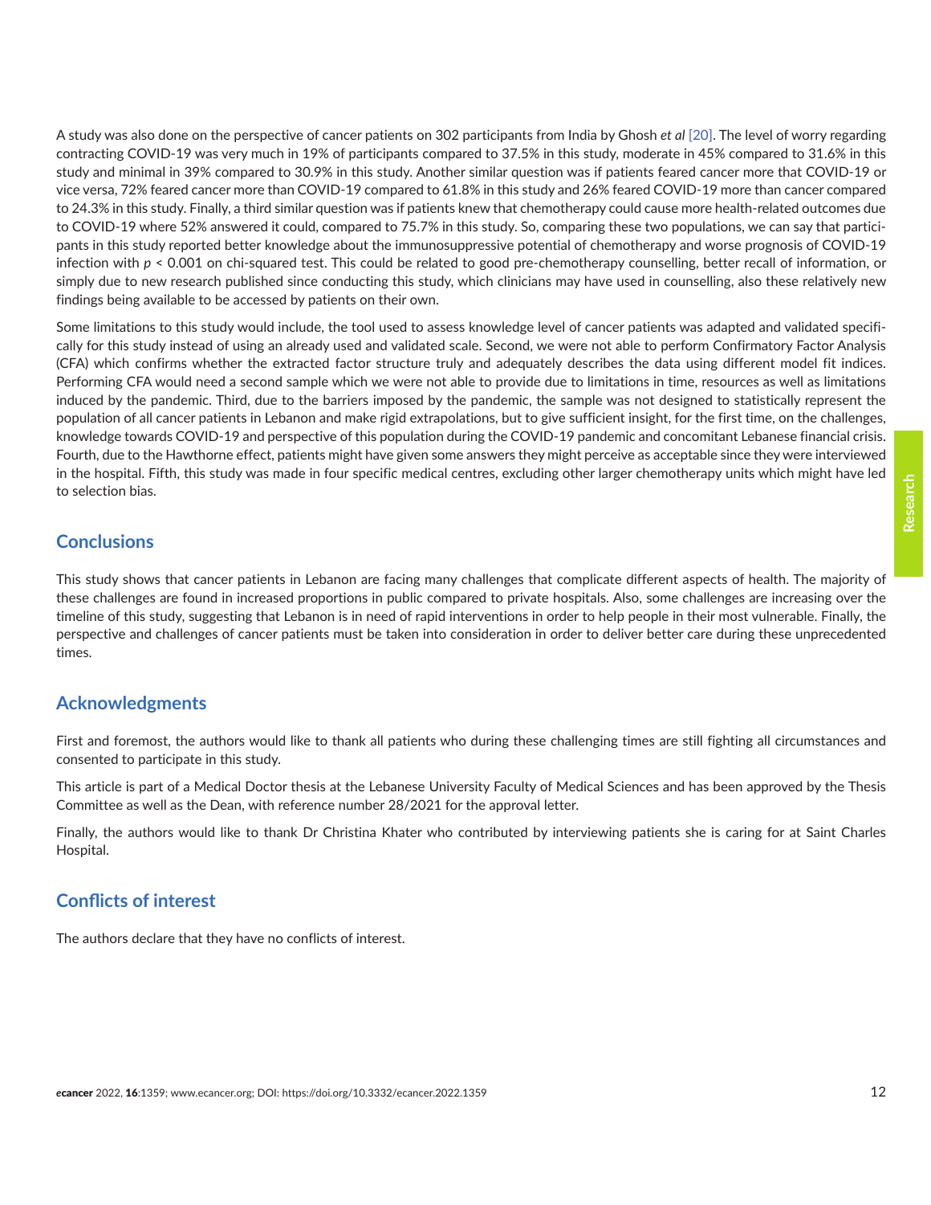A study was also done on the perspective of cancer patients on 302 participants from India by Ghosh *et al* [20]. The level of worry regarding contracting COVID-19 was very much in 19% of participants compared to 37.5% in this study, moderate in 45% compared to 31.6% in this study and minimal in 39% compared to 30.9% in this study. Another similar question was if patients feared cancer more that COVID-19 or vice versa, 72% feared cancer more than COVID-19 compared to 61.8% in this study and 26% feared COVID-19 more than cancer compared to 24.3% in this study. Finally, a third similar question was if patients knew that chemotherapy could cause more health-related outcomes due to COVID-19 where 52% answered it could, compared to 75.7% in this study. So, comparing these two populations, we can say that participants in this study reported better knowledge about the immunosuppressive potential of chemotherapy and worse prognosis of COVID-19 infection with $p < 0.001$ on chi-squared test. This could be related to good pre-chemotherapy counselling, better recall of information, or simply due to new research published since conducting this study, which clinicians may have used in counselling, also these relatively new findings being available to be accessed by patients on their own.

Some limitations to this study would include, the tool used to assess knowledge level of cancer patients was adapted and validated specifically for this study instead of using an already used and validated scale. Second, we were not able to perform Confirmatory Factor Analysis (CFA) which confirms whether the extracted factor structure truly and adequately describes the data using different model fit indices. Performing CFA would need a second sample which we were not able to provide due to limitations in time, resources as well as limitations induced by the pandemic. Third, due to the barriers imposed by the pandemic, the sample was not designed to statistically represent the population of all cancer patients in Lebanon and make rigid extrapolations, but to give sufficient insight, for the first time, on the challenges, knowledge towards COVID-19 and perspective of this population during the COVID-19 pandemic and concomitant Lebanese financial crisis. Fourth, due to the Hawthorne effect, patients might have given some answers they might perceive as acceptable since they were interviewed in the hospital. Fifth, this study was made in four specific medical centres, excluding other larger chemotherapy units which might have led to selection bias.

## Conclusions

This study shows that cancer patients in Lebanon are facing many challenges that complicate different aspects of health. The majority of these challenges are found in increased proportions in public compared to private hospitals. Also, some challenges are increasing over the timeline of this study, suggesting that Lebanon is in need of rapid interventions in order to help people in their most vulnerable. Finally, the perspective and challenges of cancer patients must be taken into consideration in order to deliver better care during these unprecedented times.

## Acknowledgments

First and foremost, the authors would like to thank all patients who during these challenging times are still fighting all circumstances and consented to participate in this study.

This article is part of a Medical Doctor thesis at the Lebanese University Faculty of Medical Sciences and has been approved by the Thesis Committee as well as the Dean, with reference number 28/2021 for the approval letter.

Finally, the authors would like to thank Dr Christina Khater who contributed by interviewing patients she is caring for at Saint Charles Hospital.

## Conflicts of interest

The authors declare that they have no conflicts of interest.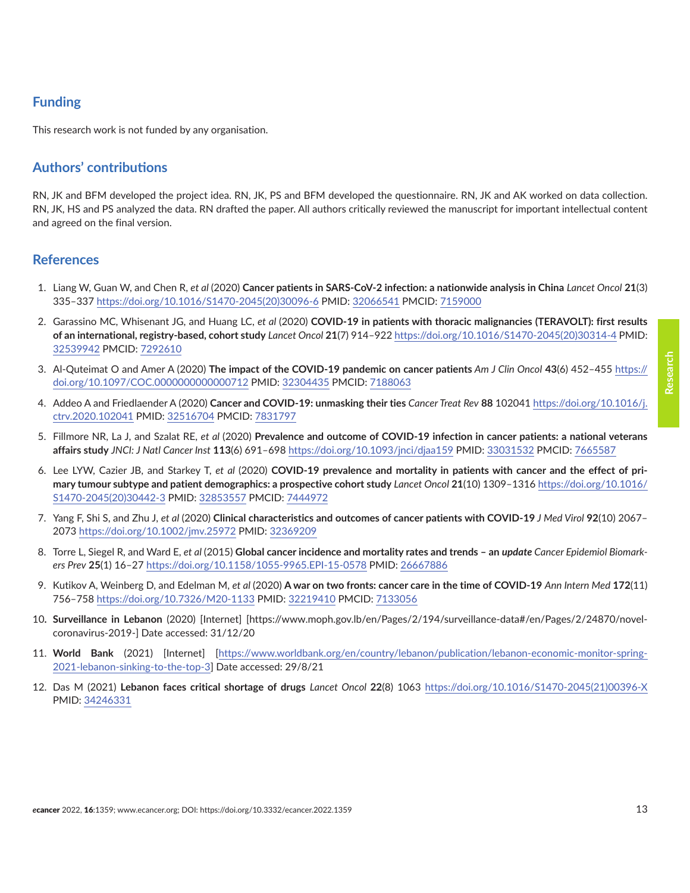## Funding

This research work is not funded by any organisation.

## Authors' contributions

RN, JK and BFM developed the project idea. RN, JK, PS and BFM developed the questionnaire. RN, JK and AK worked on data collection. RN, JK, HS and PS analyzed the data. RN drafted the paper. All authors critically reviewed the manuscript for important intellectual content and agreed on the final version.

## References

1. Liang W, Guan W, and Chen R, *et al* (2020) **Cancer patients in SARS-CoV-2 infection: a nationwide analysis in China** *Lancet Oncol* **21**(3) 335–337 https://doi.org/10.1016/S1470-2045(20)30096-6 PMID: 32066541 PMCID: 7159000

2. Garassino MC, Whisenant JG, and Huang LC, *et al* (2020) **COVID-19 in patients with thoracic malignancies (TERAVOLT): first results of an international, registry-based, cohort study** *Lancet Oncol* **21**(7) 914–922 https://doi.org/10.1016/S1470-2045(20)30314-4 PMID: 32539942 PMCID: 7292610

3. Al-Quteimat O and Amer A (2020) **The impact of the COVID-19 pandemic on cancer patients** *Am J Clin Oncol* **43**(6) 452–455 https://doi.org/10.1097/COC.0000000000000712 PMID: 32304435 PMCID: 7188063

4. Addeo A and Friedlaender A (2020) **Cancer and COVID-19: unmasking their ties** *Cancer Treat Rev* **88** 102041 https://doi.org/10.1016/j.ctrv.2020.102041 PMID: 32516704 PMCID: 7831797

5. Fillmore NR, La J, and Szalat RE, *et al* (2020) **Prevalence and outcome of COVID-19 infection in cancer patients: a national veterans affairs study** *JNCI: J Natl Cancer Inst* **113**(6) 691–698 https://doi.org/10.1093/jnci/djaa159 PMID: 33031532 PMCID: 7665587

6. Lee LYW, Cazier JB, and Starkey T, *et al* (2020) **COVID-19 prevalence and mortality in patients with cancer and the effect of primary tumour subtype and patient demographics: a prospective cohort study** *Lancet Oncol* **21**(10) 1309–1316 https://doi.org/10.1016/S1470-2045(20)30442-3 PMID: 32853557 PMCID: 7444972

7. Yang F, Shi S, and Zhu J, *et al* (2020) **Clinical characteristics and outcomes of cancer patients with COVID-19** *J Med Virol* **92**(10) 2067–2073 https://doi.org/10.1002/jmv.25972 PMID: 32369209

8. Torre L, Siegel R, and Ward E, *et al* (2015) **Global cancer incidence and mortality rates and trends – an *update*** *Cancer Epidemiol Biomarkers Prev* **25**(1) 16–27 https://doi.org/10.1158/1055-9965.EPI-15-0578 PMID: 26667886

9. Kutikov A, Weinberg D, and Edelman M, *et al* (2020) **A war on two fronts: cancer care in the time of COVID-19** *Ann Intern Med* **172**(11) 756–758 https://doi.org/10.7326/M20-1133 PMID: 32219410 PMCID: 7133056

10. **Surveillance in Lebanon** (2020) [Internet] [https://www.moph.gov.lb/en/Pages/2/194/surveillance-data#/en/Pages/2/24870/novel-coronavirus-2019-] Date accessed: 31/12/20

11. **World Bank** (2021) [Internet] [https://www.worldbank.org/en/country/lebanon/publication/lebanon-economic-monitor-spring-2021-lebanon-sinking-to-the-top-3] Date accessed: 29/8/21

12. Das M (2021) **Lebanon faces critical shortage of drugs** *Lancet Oncol* **22**(8) 1063 https://doi.org/10.1016/S1470-2045(21)00396-X PMID: 34246331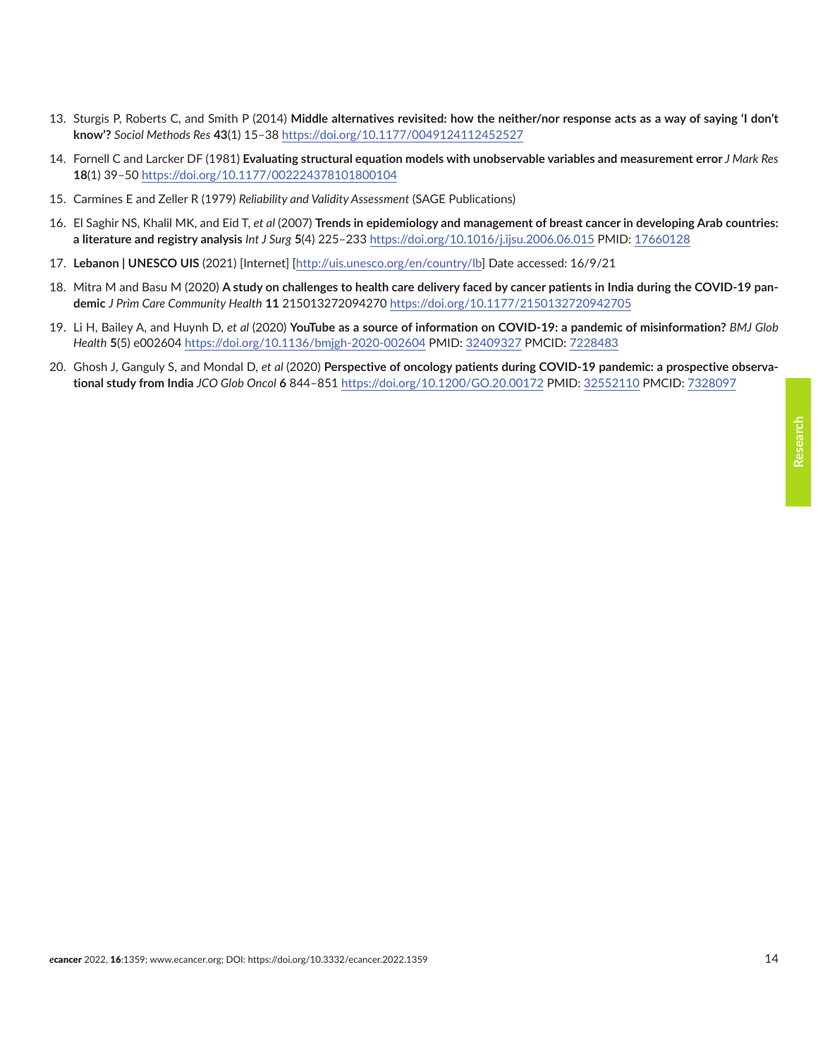13. Sturgis P, Roberts C, and Smith P (2014) **Middle alternatives revisited: how the neither/nor response acts as a way of saying 'I don't know'?** *Sociol Methods Res* **43**(1) 15–38 https://doi.org/10.1177/0049124112452527

14. Fornell C and Larcker DF (1981) **Evaluating structural equation models with unobservable variables and measurement error** *J Mark Res* **18**(1) 39–50 https://doi.org/10.1177/002224378101800104

15. Carmines E and Zeller R (1979) *Reliability and Validity Assessment* (SAGE Publications)

16. El Saghir NS, Khalil MK, and Eid T, *et al* (2007) **Trends in epidemiology and management of breast cancer in developing Arab countries: a literature and registry analysis** *Int J Surg* **5**(4) 225–233 https://doi.org/10.1016/j.ijsu.2006.06.015 PMID: 17660128

17. **Lebanon | UNESCO UIS** (2021) [Internet] [http://uis.unesco.org/en/country/lb] Date accessed: 16/9/21

18. Mitra M and Basu M (2020) **A study on challenges to health care delivery faced by cancer patients in India during the COVID-19 pandemic** *J Prim Care Community Health* **11** 215013272094270 https://doi.org/10.1177/2150132720942705

19. Li H, Bailey A, and Huynh D, *et al* (2020) **YouTube as a source of information on COVID-19: a pandemic of misinformation?** *BMJ Glob Health* **5**(5) e002604 https://doi.org/10.1136/bmjgh-2020-002604 PMID: 32409327 PMCID: 7228483

20. Ghosh J, Ganguly S, and Mondal D, *et al* (2020) **Perspective of oncology patients during COVID-19 pandemic: a prospective observational study from India** *JCO Glob Oncol* **6** 844–851 https://doi.org/10.1200/GO.20.00172 PMID: 32552110 PMCID: 7328097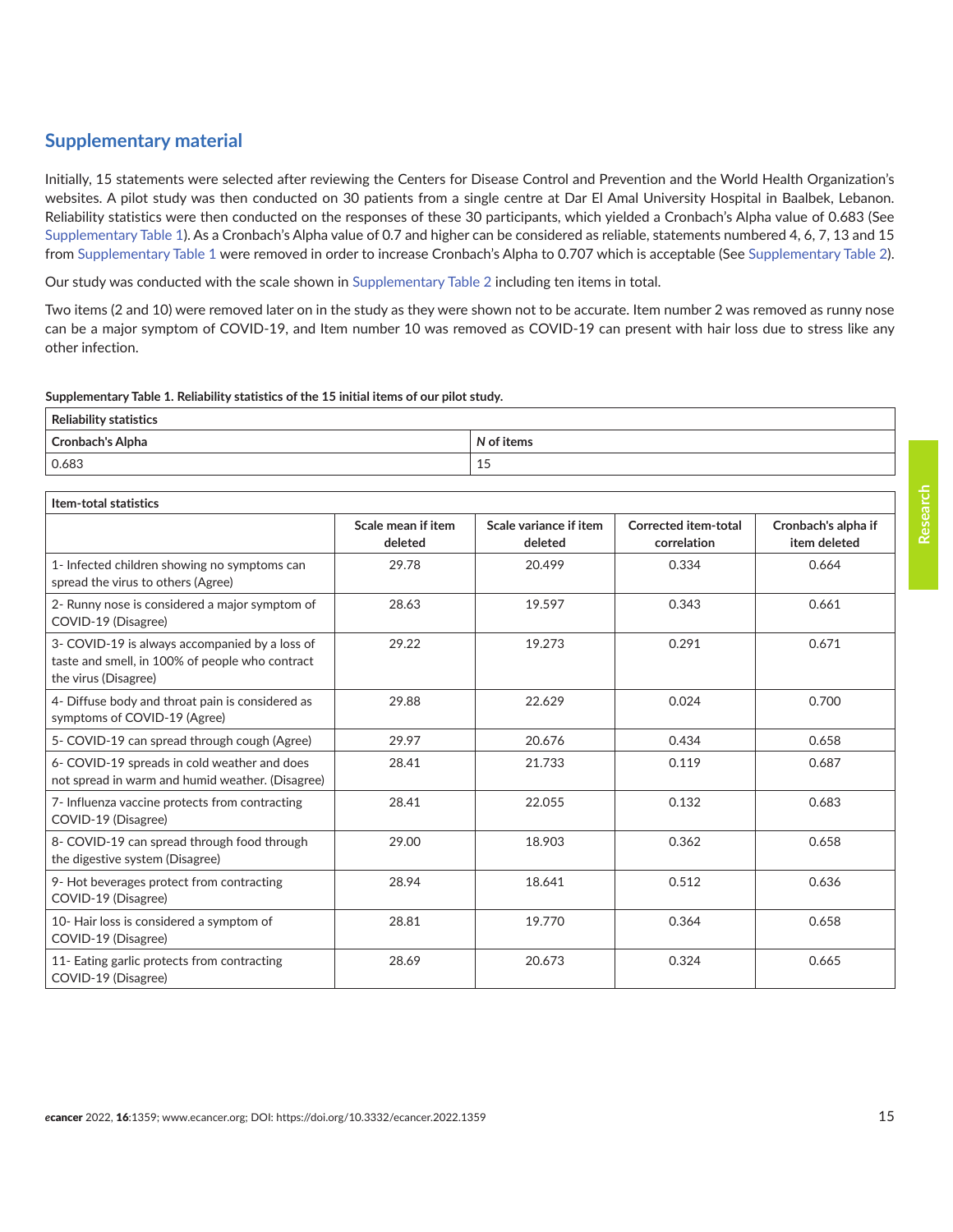## Supplementary material

Initially, 15 statements were selected after reviewing the Centers for Disease Control and Prevention and the World Health Organization's websites. A pilot study was then conducted on 30 patients from a single centre at Dar El Amal University Hospital in Baalbek, Lebanon. Reliability statistics were then conducted on the responses of these 30 participants, which yielded a Cronbach's Alpha value of 0.683 (See Supplementary Table 1). As a Cronbach's Alpha value of 0.7 and higher can be considered as reliable, statements numbered 4, 6, 7, 13 and 15 from Supplementary Table 1 were removed in order to increase Cronbach's Alpha to 0.707 which is acceptable (See Supplementary Table 2).

Our study was conducted with the scale shown in Supplementary Table 2 including ten items in total.

Two items (2 and 10) were removed later on in the study as they were shown not to be accurate. Item number 2 was removed as runny nose can be a major symptom of COVID-19, and Item number 10 was removed as COVID-19 can present with hair loss due to stress like any other infection.

**Supplementary Table 1. Reliability statistics of the 15 initial items of our pilot study.**

| Reliability statistics | |
|---|---|
| **Cronbach's Alpha** | ***N* of items** |
| 0.683 | 15 |

| Item-total statistics | Scale mean if item deleted | Scale variance if item deleted | Corrected item-total correlation | Cronbach's alpha if item deleted |
|---|---|---|---|---|
| 1- Infected children showing no symptoms can spread the virus to others (Agree) | 29.78 | 20.499 | 0.334 | 0.664 |
| 2- Runny nose is considered a major symptom of COVID-19 (Disagree) | 28.63 | 19.597 | 0.343 | 0.661 |
| 3- COVID-19 is always accompanied by a loss of taste and smell, in 100% of people who contract the virus (Disagree) | 29.22 | 19.273 | 0.291 | 0.671 |
| 4- Diffuse body and throat pain is considered as symptoms of COVID-19 (Agree) | 29.88 | 22.629 | 0.024 | 0.700 |
| 5- COVID-19 can spread through cough (Agree) | 29.97 | 20.676 | 0.434 | 0.658 |
| 6- COVID-19 spreads in cold weather and does not spread in warm and humid weather. (Disagree) | 28.41 | 21.733 | 0.119 | 0.687 |
| 7- Influenza vaccine protects from contracting COVID-19 (Disagree) | 28.41 | 22.055 | 0.132 | 0.683 |
| 8- COVID-19 can spread through food through the digestive system (Disagree) | 29.00 | 18.903 | 0.362 | 0.658 |
| 9- Hot beverages protect from contracting COVID-19 (Disagree) | 28.94 | 18.641 | 0.512 | 0.636 |
| 10- Hair loss is considered a symptom of COVID-19 (Disagree) | 28.81 | 19.770 | 0.364 | 0.658 |
| 11- Eating garlic protects from contracting COVID-19 (Disagree) | 28.69 | 20.673 | 0.324 | 0.665 |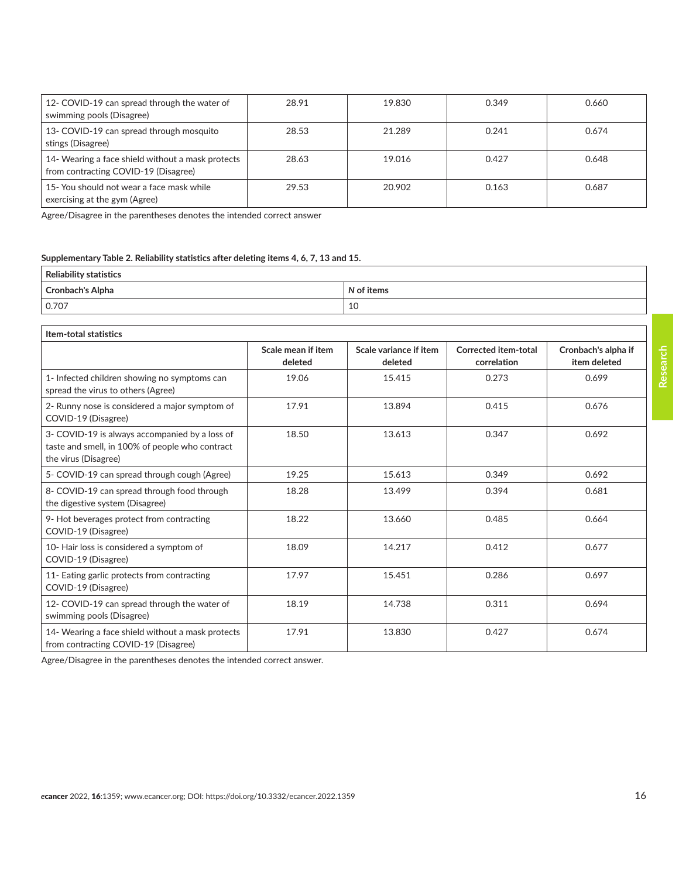| | | | | |
|---|---|---|---|---|
| 12- COVID-19 can spread through the water of swimming pools (Disagree) | 28.91 | 19.830 | 0.349 | 0.660 |
| 13- COVID-19 can spread through mosquito stings (Disagree) | 28.53 | 21.289 | 0.241 | 0.674 |
| 14- Wearing a face shield without a mask protects from contracting COVID-19 (Disagree) | 28.63 | 19.016 | 0.427 | 0.648 |
| 15- You should not wear a face mask while exercising at the gym (Agree) | 29.53 | 20.902 | 0.163 | 0.687 |

Agree/Disagree in the parentheses denotes the intended correct answer

**Supplementary Table 2. Reliability statistics after deleting items 4, 6, 7, 13 and 15.**

| Reliability statistics | |
|---|---|
| **Cronbach's Alpha** | ***N* of items** |
| 0.707 | 10 |

| Item-total statistics | | | | |
|---|---|---|---|---|
| | **Scale mean if item deleted** | **Scale variance if item deleted** | **Corrected item-total correlation** | **Cronbach's alpha if item deleted** |
| 1- Infected children showing no symptoms can spread the virus to others (Agree) | 19.06 | 15.415 | 0.273 | 0.699 |
| 2- Runny nose is considered a major symptom of COVID-19 (Disagree) | 17.91 | 13.894 | 0.415 | 0.676 |
| 3- COVID-19 is always accompanied by a loss of taste and smell, in 100% of people who contract the virus (Disagree) | 18.50 | 13.613 | 0.347 | 0.692 |
| 5- COVID-19 can spread through cough (Agree) | 19.25 | 15.613 | 0.349 | 0.692 |
| 8- COVID-19 can spread through food through the digestive system (Disagree) | 18.28 | 13.499 | 0.394 | 0.681 |
| 9- Hot beverages protect from contracting COVID-19 (Disagree) | 18.22 | 13.660 | 0.485 | 0.664 |
| 10- Hair loss is considered a symptom of COVID-19 (Disagree) | 18.09 | 14.217 | 0.412 | 0.677 |
| 11- Eating garlic protects from contracting COVID-19 (Disagree) | 17.97 | 15.451 | 0.286 | 0.697 |
| 12- COVID-19 can spread through the water of swimming pools (Disagree) | 18.19 | 14.738 | 0.311 | 0.694 |
| 14- Wearing a face shield without a mask protects from contracting COVID-19 (Disagree) | 17.91 | 13.830 | 0.427 | 0.674 |

Agree/Disagree in the parentheses denotes the intended correct answer.